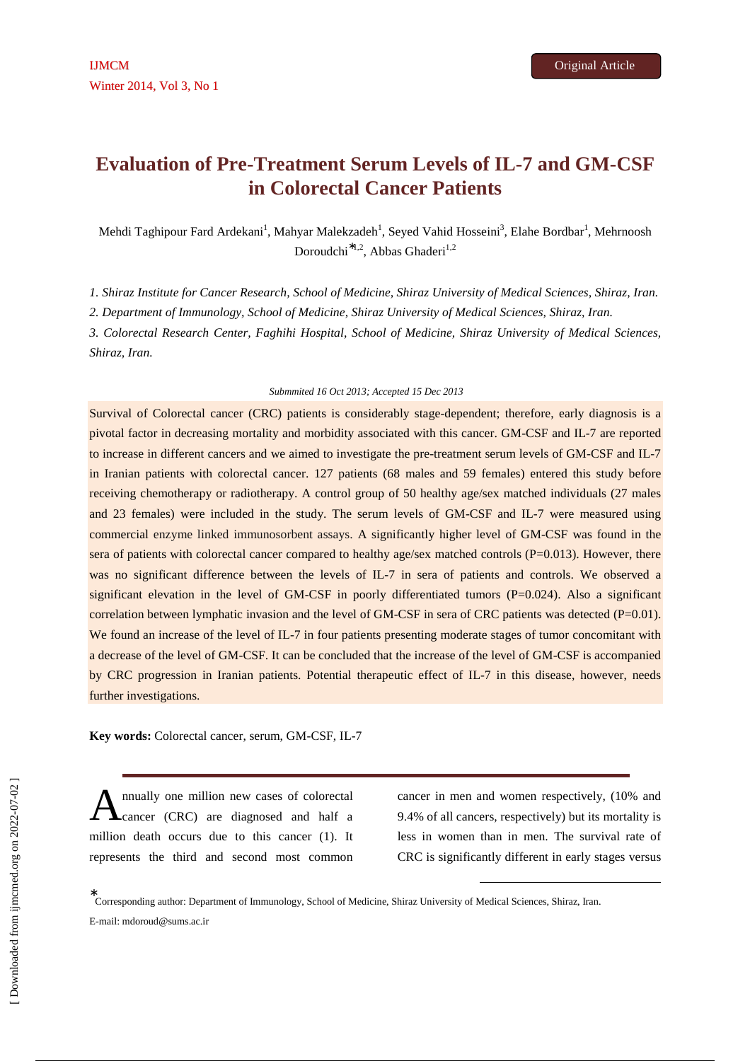# Evaluation of Pre-Treatment Serum Levels of IL-7 and GM-CSF in Colorectal Cancer Patients

Mehdi Taghipour Fard Ardekani[1], Mahyar Malekzadeh[1], Seyed Vahid Hosseini[3], Elahe Bordbar[1], Mehrnoosh Doroudchi*[1,2], Abbas Ghaderi[1,2]

*1. Shiraz Institute for Cancer Research, School of Medicine, Shiraz University of Medical Sciences, Shiraz, Iran.*

*2. Department of Immunology, School of Medicine, Shiraz University of Medical Sciences, Shiraz, Iran.*

*3. Colorectal Research Center, Faghihi Hospital, School of Medicine, Shiraz University of Medical Sciences, Shiraz, Iran.*

*Submmited 16 Oct 2013; Accepted 15 Dec 2013*

Survival of Colorectal cancer (CRC) patients is considerably stage-dependent; therefore, early diagnosis is a pivotal factor in decreasing mortality and morbidity associated with this cancer. GM-CSF and IL-7 are reported to increase in different cancers and we aimed to investigate the pre-treatment serum levels of GM-CSF and IL-7 in Iranian patients with colorectal cancer. 127 patients (68 males and 59 females) entered this study before receiving chemotherapy or radiotherapy. A control group of 50 healthy age/sex matched individuals (27 males and 23 females) were included in the study. The serum levels of GM-CSF and IL-7 were measured using commercial enzyme linked immunosorbent assays. A significantly higher level of GM-CSF was found in the sera of patients with colorectal cancer compared to healthy age/sex matched controls (P=0.013). However, there was no significant difference between the levels of IL-7 in sera of patients and controls. We observed a significant elevation in the level of GM-CSF in poorly differentiated tumors (P=0.024). Also a significant correlation between lymphatic invasion and the level of GM-CSF in sera of CRC patients was detected (P=0.01). We found an increase of the level of IL-7 in four patients presenting moderate stages of tumor concomitant with a decrease of the level of GM-CSF. It can be concluded that the increase of the level of GM-CSF is accompanied by CRC progression in Iranian patients. Potential therapeutic effect of IL-7 in this disease, however, needs further investigations.

**Key words:** Colorectal cancer, serum, GM-CSF, IL-7

Annually one million new cases of colorectal cancer (CRC) are diagnosed and half a million death occurs due to this cancer (1). It represents the third and second most common cancer in men and women respectively, (10% and 9.4% of all cancers, respectively) but its mortality is less in women than in men. The survival rate of CRC is significantly different in early stages versus

*Corresponding author: Department of Immunology, School of Medicine, Shiraz University of Medical Sciences, Shiraz, Iran. E-mail: mdoroud@sums.ac.ir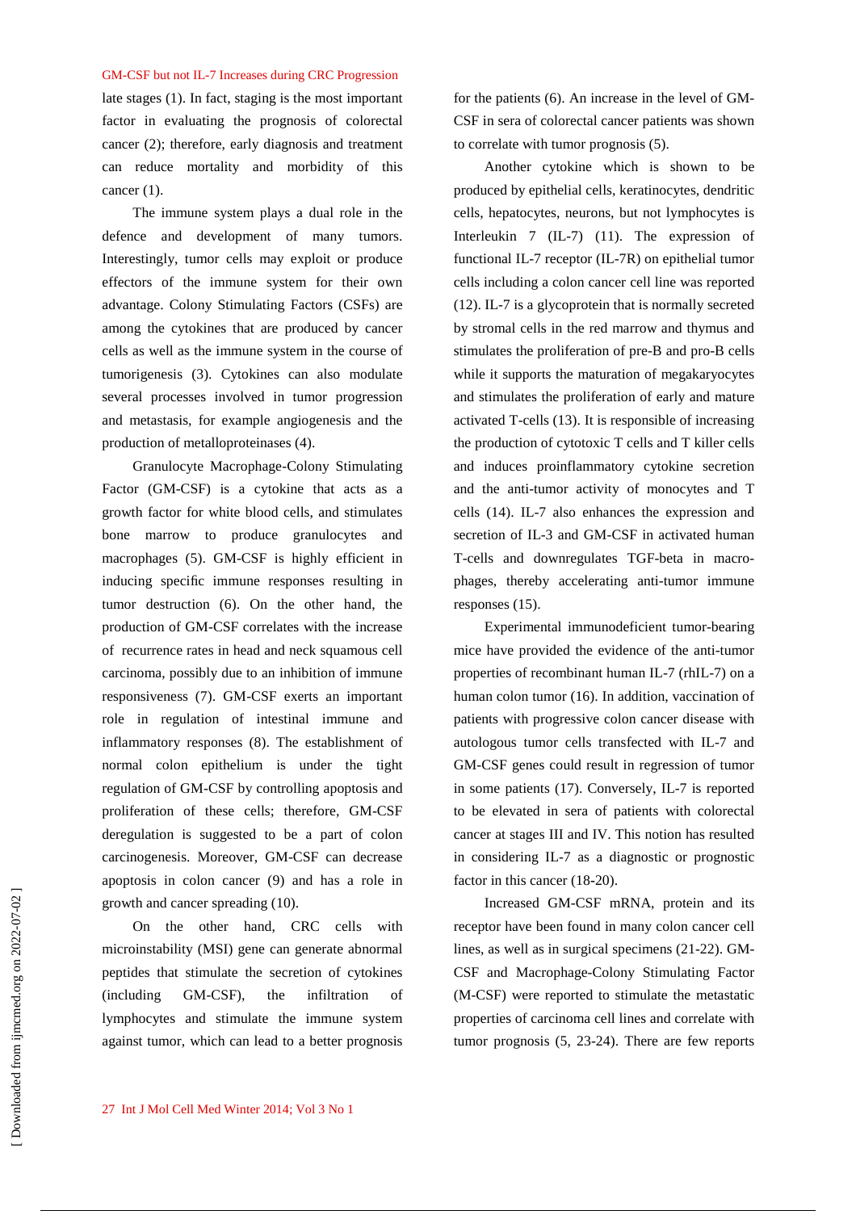late stages (1). In fact, staging is the most important factor in evaluating the prognosis of colorectal cancer (2); therefore, early diagnosis and treatment can reduce mortality and morbidity of this cancer (1).

The immune system plays a dual role in the defence and development of many tumors. Interestingly, tumor cells may exploit or produce effectors of the immune system for their own advantage. Colony Stimulating Factors (CSFs) are among the cytokines that are produced by cancer cells as well as the immune system in the course of tumorigenesis (3). Cytokines can also modulate several processes involved in tumor progression and metastasis, for example angiogenesis and the production of metalloproteinases (4).

Granulocyte Macrophage-Colony Stimulating Factor (GM-CSF) is a cytokine that acts as a growth factor for white blood cells, and stimulates bone marrow to produce granulocytes and macrophages (5). GM-CSF is highly efficient in inducing specific immune responses resulting in tumor destruction (6). On the other hand, the production of GM-CSF correlates with the increase of recurrence rates in head and neck squamous cell carcinoma, possibly due to an inhibition of immune responsiveness (7). GM-CSF exerts an important role in regulation of intestinal immune and inflammatory responses (8). The establishment of normal colon epithelium is under the tight regulation of GM-CSF by controlling apoptosis and proliferation of these cells; therefore, GM-CSF deregulation is suggested to be a part of colon carcinogenesis. Moreover, GM-CSF can decrease apoptosis in colon cancer (9) and has a role in growth and cancer spreading (10).

On the other hand, CRC cells with microinstability (MSI) gene can generate abnormal peptides that stimulate the secretion of cytokines (including GM-CSF), the infiltration of lymphocytes and stimulate the immune system against tumor, which can lead to a better prognosis for the patients (6). An increase in the level of GM-CSF in sera of colorectal cancer patients was shown to correlate with tumor prognosis (5).

Another cytokine which is shown to be produced by epithelial cells, keratinocytes, dendritic cells, hepatocytes, neurons, but not lymphocytes is Interleukin 7 (IL-7) (11). The expression of functional IL-7 receptor (IL-7R) on epithelial tumor cells including a colon cancer cell line was reported (12). IL-7 is a glycoprotein that is normally secreted by stromal cells in the red marrow and thymus and stimulates the proliferation of pre-B and pro-B cells while it supports the maturation of megakaryocytes and stimulates the proliferation of early and mature activated T-cells (13). It is responsible of increasing the production of cytotoxic T cells and T killer cells and induces proinflammatory cytokine secretion and the anti-tumor activity of monocytes and T cells (14). IL-7 also enhances the expression and secretion of IL-3 and GM-CSF in activated human T-cells and downregulates TGF-beta in macrophages, thereby accelerating anti-tumor immune responses (15).

Experimental immunodeficient tumor-bearing mice have provided the evidence of the anti-tumor properties of recombinant human IL-7 (rhIL-7) on a human colon tumor (16). In addition, vaccination of patients with progressive colon cancer disease with autologous tumor cells transfected with IL-7 and GM-CSF genes could result in regression of tumor in some patients (17). Conversely, IL-7 is reported to be elevated in sera of patients with colorectal cancer at stages III and IV. This notion has resulted in considering IL-7 as a diagnostic or prognostic factor in this cancer (18-20).

Increased GM-CSF mRNA, protein and its receptor have been found in many colon cancer cell lines, as well as in surgical specimens (21-22). GM-CSF and Macrophage-Colony Stimulating Factor (M-CSF) were reported to stimulate the metastatic properties of carcinoma cell lines and correlate with tumor prognosis (5, 23-24). There are few reports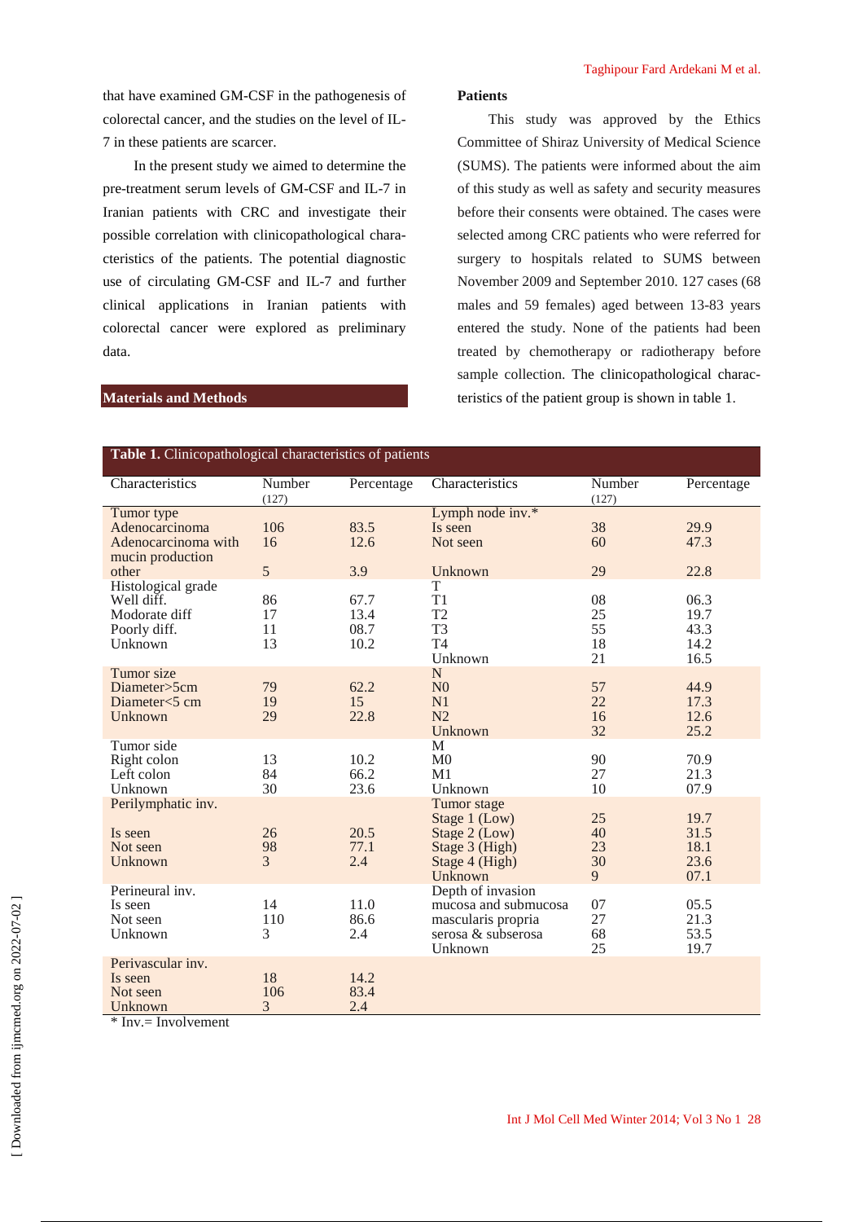that have examined GM-CSF in the pathogenesis of colorectal cancer, and the studies on the level of IL-7 in these patients are scarcer.

In the present study we aimed to determine the pre-treatment serum levels of GM-CSF and IL-7 in Iranian patients with CRC and investigate their possible correlation with clinicopathological characteristics of the patients. The potential diagnostic use of circulating GM-CSF and IL-7 and further clinical applications in Iranian patients with colorectal cancer were explored as preliminary data.

## Materials and Methods

### Patients

This study was approved by the Ethics Committee of Shiraz University of Medical Science (SUMS). The patients were informed about the aim of this study as well as safety and security measures before their consents were obtained. The cases were selected among CRC patients who were referred for surgery to hospitals related to SUMS between November 2009 and September 2010. 127 cases (68 males and 59 females) aged between 13-83 years entered the study. None of the patients had been treated by chemotherapy or radiotherapy before sample collection. The clinicopathological characteristics of the patient group is shown in table 1.

**Table 1.** Clinicopathological characteristics of patients

| Characteristics | Number (127) | Percentage | Characteristics | Number (127) | Percentage |
|---|---|---|---|---|---|
| Tumor type | | | Lymph node inv.* | | |
| Adenocarcinoma | 106 | 83.5 | Is seen | 38 | 29.9 |
| Adenocarcinoma with mucin production | 16 | 12.6 | Not seen | 60 | 47.3 |
| other | 5 | 3.9 | Unknown | 29 | 22.8 |
| Histological grade | | | T | | |
| Well diff. | 86 | 67.7 | T1 | 08 | 06.3 |
| Modorate diff | 17 | 13.4 | T2 | 25 | 19.7 |
| Poorly diff. | 11 | 08.7 | T3 | 55 | 43.3 |
| Unknown | 13 | 10.2 | T4 | 18 | 14.2 |
| | | | Unknown | 21 | 16.5 |
| Tumor size | | | N | | |
| Diameter>5cm | 79 | 62.2 | N0 | 57 | 44.9 |
| Diameter<5 cm | 19 | 15 | N1 | 22 | 17.3 |
| Unknown | 29 | 22.8 | N2 | 16 | 12.6 |
| | | | Unknown | 32 | 25.2 |
| Tumor side | | | M | | |
| Right colon | 13 | 10.2 | M0 | 90 | 70.9 |
| Left colon | 84 | 66.2 | M1 | 27 | 21.3 |
| Unknown | 30 | 23.6 | Unknown | 10 | 07.9 |
| Perilymphatic inv. | | | Tumor stage | | |
| | | | Stage 1 (Low) | 25 | 19.7 |
| Is seen | 26 | 20.5 | Stage 2 (Low) | 40 | 31.5 |
| Not seen | 98 | 77.1 | Stage 3 (High) | 23 | 18.1 |
| Unknown | 3 | 2.4 | Stage 4 (High) | 30 | 23.6 |
| | | | Unknown | 9 | 07.1 |
| Perineural inv. | | | Depth of invasion | | |
| Is seen | 14 | 11.0 | mucosa and submucosa | 07 | 05.5 |
| Not seen | 110 | 86.6 | mascularis propria | 27 | 21.3 |
| Unknown | 3 | 2.4 | serosa & subserosa | 68 | 53.5 |
| | | | Unknown | 25 | 19.7 |
| Perivascular inv. | | | | | |
| Is seen | 18 | 14.2 | | | |
| Not seen | 106 | 83.4 | | | |
| Unknown | 3 | 2.4 | | | |

\* Inv.= Involvement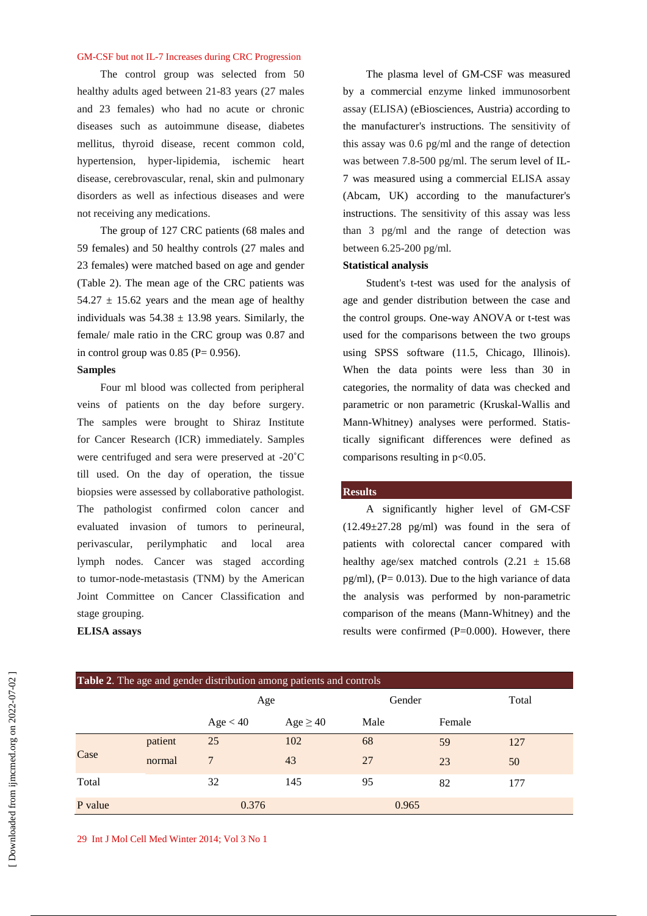GM-CSF but not IL-7 Increases during CRC Progression

The control group was selected from 50 healthy adults aged between 21-83 years (27 males and 23 females) who had no acute or chronic diseases such as autoimmune disease, diabetes mellitus, thyroid disease, recent common cold, hypertension, hyper-lipidemia, ischemic heart disease, cerebrovascular, renal, skin and pulmonary disorders as well as infectious diseases and were not receiving any medications.

The group of 127 CRC patients (68 males and 59 females) and 50 healthy controls (27 males and 23 females) were matched based on age and gender (Table 2). The mean age of the CRC patients was 54.27 ± 15.62 years and the mean age of healthy individuals was 54.38 ± 13.98 years. Similarly, the female/ male ratio in the CRC group was 0.87 and in control group was 0.85 (P= 0.956).

**Samples**

Four ml blood was collected from peripheral veins of patients on the day before surgery. The samples were brought to Shiraz Institute for Cancer Research (ICR) immediately. Samples were centrifuged and sera were preserved at -20˚C till used. On the day of operation, the tissue biopsies were assessed by collaborative pathologist. The pathologist confirmed colon cancer and evaluated invasion of tumors to perineural, perivascular, perilymphatic and local area lymph nodes. Cancer was staged according to tumor-node-metastasis (TNM) by the American Joint Committee on Cancer Classification and stage grouping.

**ELISA assays**

The plasma level of GM-CSF was measured by a commercial enzyme linked immunosorbent assay (ELISA) (eBiosciences, Austria) according to the manufacturer's instructions. The sensitivity of this assay was 0.6 pg/ml and the range of detection was between 7.8-500 pg/ml. The serum level of IL-7 was measured using a commercial ELISA assay (Abcam, UK) according to the manufacturer's instructions. The sensitivity of this assay was less than 3 pg/ml and the range of detection was between 6.25-200 pg/ml.

**Statistical analysis**

Student's t-test was used for the analysis of age and gender distribution between the case and the control groups. One-way ANOVA or t-test was used for the comparisons between the two groups using SPSS software (11.5, Chicago, Illinois). When the data points were less than 30 in categories, the normality of data was checked and parametric or non parametric (Kruskal-Wallis and Mann-Whitney) analyses were performed. Statistically significant differences were defined as comparisons resulting in $p<0.05$.

## Results

A significantly higher level of GM-CSF (12.49±27.28 pg/ml) was found in the sera of patients with colorectal cancer compared with healthy age/sex matched controls (2.21 ± 15.68 pg/ml), (P= 0.013). Due to the high variance of data the analysis was performed by non-parametric comparison of the means (Mann-Whitney) and the results were confirmed (P=0.000). However, there

**Table 2**. The age and gender distribution among patients and controls

| | | Age | | Gender | | Total |
|---|---|---|---|---|---|---|
| | | Age < 40 | Age ≥ 40 | Male | Female | |
| Case | patient | 25 | 102 | 68 | 59 | 127 |
| | normal | 7 | 43 | 27 | 23 | 50 |
| Total | | 32 | 145 | 95 | 82 | 177 |
| P value | | 0.376 | | 0.965 | | |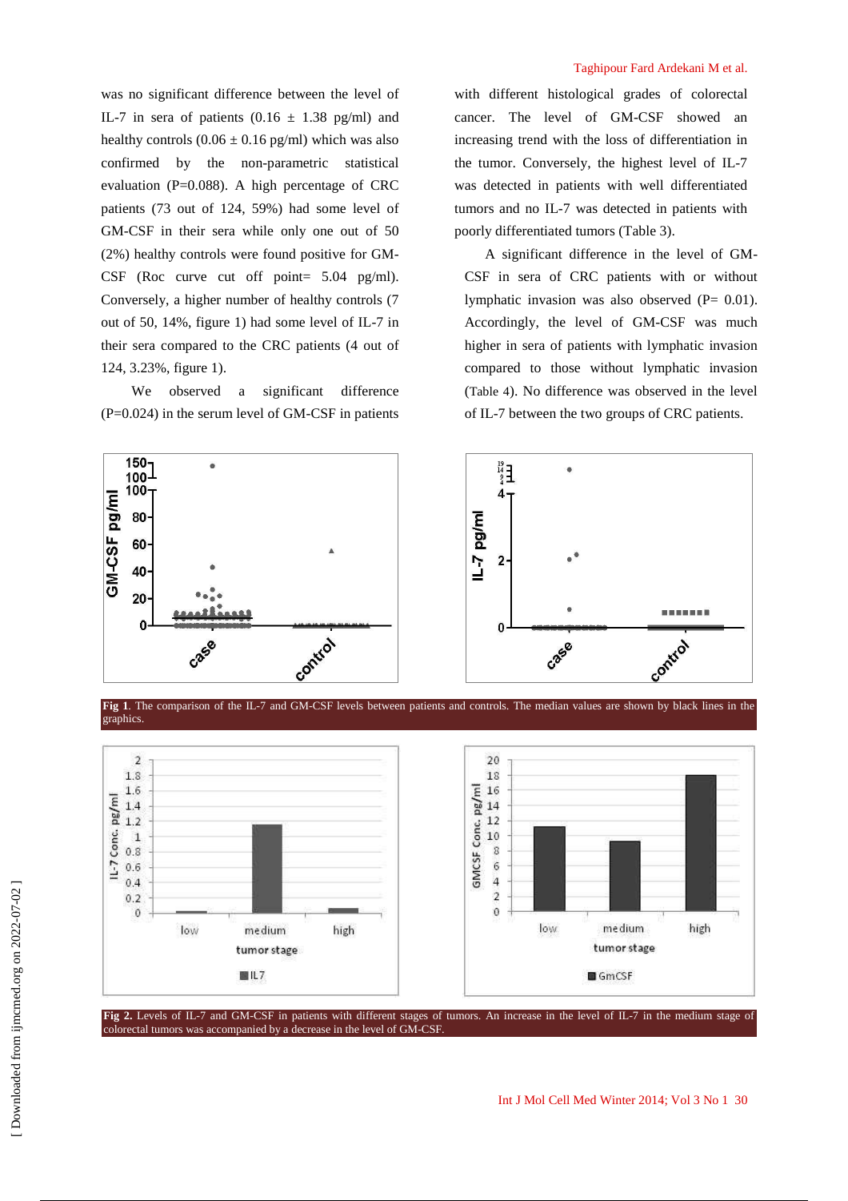was no significant difference between the level of IL-7 in sera of patients (0.16 ± 1.38 pg/ml) and healthy controls (0.06 ± 0.16 pg/ml) which was also confirmed by the non-parametric statistical evaluation (P=0.088). A high percentage of CRC patients (73 out of 124, 59%) had some level of GM-CSF in their sera while only one out of 50 (2%) healthy controls were found positive for GM-CSF (Roc curve cut off point= 5.04 pg/ml). Conversely, a higher number of healthy controls (7 out of 50, 14%, figure 1) had some level of IL-7 in their sera compared to the CRC patients (4 out of 124, 3.23%, figure 1).

We observed a significant difference (P=0.024) in the serum level of GM-CSF in patients with different histological grades of colorectal cancer. The level of GM-CSF showed an increasing trend with the loss of differentiation in the tumor. Conversely, the highest level of IL-7 was detected in patients with well differentiated tumors and no IL-7 was detected in patients with poorly differentiated tumors (Table 3).

A significant difference in the level of GM-CSF in sera of CRC patients with or without lymphatic invasion was also observed (P= 0.01). Accordingly, the level of GM-CSF was much higher in sera of patients with lymphatic invasion compared to those without lymphatic invasion (Table 4). No difference was observed in the level of IL-7 between the two groups of CRC patients.

**Fig 1**. The comparison of the IL-7 and GM-CSF levels between patients and controls. The median values are shown by black lines in the graphics.

**Fig 2.** Levels of IL-7 and GM-CSF in patients with different stages of tumors. An increase in the level of IL-7 in the medium stage of colorectal tumors was accompanied by a decrease in the level of GM-CSF.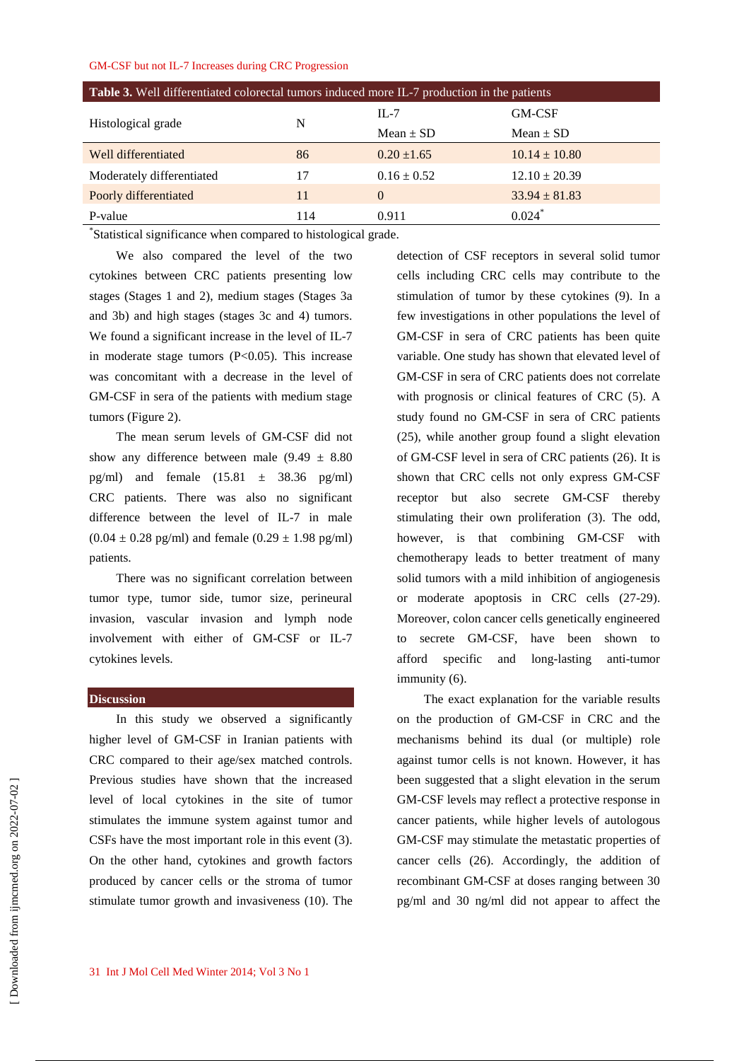**Table 3.** Well differentiated colorectal tumors induced more IL-7 production in the patients

| Histological grade | N | IL-7 | GM-CSF |
|---|---|---|---|
| | | Mean ± SD | Mean ± SD |
| Well differentiated | 86 | 0.20 ±1.65 | 10.14 ± 10.80 |
| Moderately differentiated | 17 | 0.16 ± 0.52 | 12.10 ± 20.39 |
| Poorly differentiated | 11 | 0 | 33.94 ± 81.83 |
| P-value | 114 | 0.911 | 0.024* |

*Statistical significance when compared to histological grade.

We also compared the level of the two cytokines between CRC patients presenting low stages (Stages 1 and 2), medium stages (Stages 3a and 3b) and high stages (stages 3c and 4) tumors. We found a significant increase in the level of IL-7 in moderate stage tumors (P<0.05). This increase was concomitant with a decrease in the level of GM-CSF in sera of the patients with medium stage tumors (Figure 2).

The mean serum levels of GM-CSF did not show any difference between male (9.49 ± 8.80 pg/ml) and female (15.81 ± 38.36 pg/ml) CRC patients. There was also no significant difference between the level of IL-7 in male (0.04 ± 0.28 pg/ml) and female (0.29 ± 1.98 pg/ml) patients.

There was no significant correlation between tumor type, tumor side, tumor size, perineural invasion, vascular invasion and lymph node involvement with either of GM-CSF or IL-7 cytokines levels.

## Discussion

In this study we observed a significantly higher level of GM-CSF in Iranian patients with CRC compared to their age/sex matched controls. Previous studies have shown that the increased level of local cytokines in the site of tumor stimulates the immune system against tumor and CSFs have the most important role in this event (3). On the other hand, cytokines and growth factors produced by cancer cells or the stroma of tumor stimulate tumor growth and invasiveness (10). The detection of CSF receptors in several solid tumor cells including CRC cells may contribute to the stimulation of tumor by these cytokines (9). In a few investigations in other populations the level of GM-CSF in sera of CRC patients has been quite variable. One study has shown that elevated level of GM-CSF in sera of CRC patients does not correlate with prognosis or clinical features of CRC (5). A study found no GM-CSF in sera of CRC patients (25), while another group found a slight elevation of GM-CSF level in sera of CRC patients (26). It is shown that CRC cells not only express GM-CSF receptor but also secrete GM-CSF thereby stimulating their own proliferation (3). The odd, however, is that combining GM-CSF with chemotherapy leads to better treatment of many solid tumors with a mild inhibition of angiogenesis or moderate apoptosis in CRC cells (27-29). Moreover, colon cancer cells genetically engineered to secrete GM-CSF, have been shown to afford specific and long-lasting anti-tumor immunity (6).

The exact explanation for the variable results on the production of GM-CSF in CRC and the mechanisms behind its dual (or multiple) role against tumor cells is not known. However, it has been suggested that a slight elevation in the serum GM-CSF levels may reflect a protective response in cancer patients, while higher levels of autologous GM-CSF may stimulate the metastatic properties of cancer cells (26). Accordingly, the addition of recombinant GM-CSF at doses ranging between 30 pg/ml and 30 ng/ml did not appear to affect the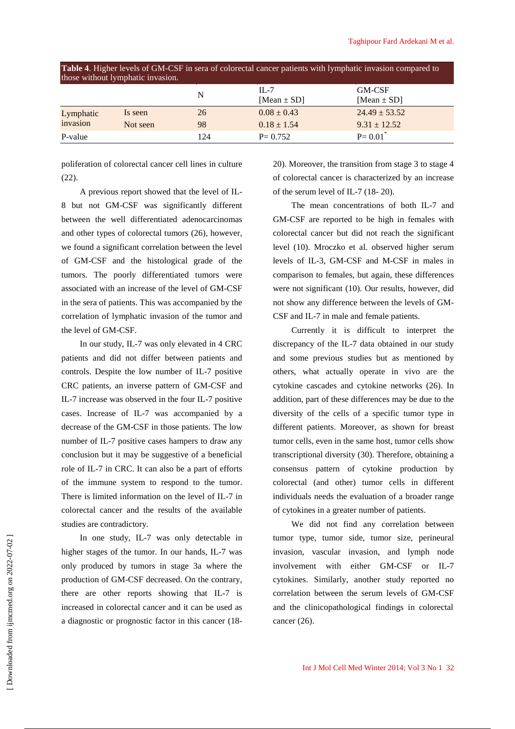**Table 4**. Higher levels of GM-CSF in sera of colorectal cancer patients with lymphatic invasion compared to those without lymphatic invasion.

| | | N | IL-7 [Mean ± SD] | GM-CSF [Mean ± SD] |
|---|---|---|---|---|
| Lymphatic invasion | Is seen | 26 | 0.08 ± 0.43 | 24.49 ± 53.52 |
| | Not seen | 98 | 0.18 ± 1.54 | 9.31 ± 12.52 |
| P-value | | 124 | P= 0.752 | P= 0.01* |

poliferation of colorectal cancer cell lines in culture (22).

A previous report showed that the level of IL-8 but not GM-CSF was significantly different between the well differentiated adenocarcinomas and other types of colorectal tumors (26), however, we found a significant correlation between the level of GM-CSF and the histological grade of the tumors. The poorly differentiated tumors were associated with an increase of the level of GM-CSF in the sera of patients. This was accompanied by the correlation of lymphatic invasion of the tumor and the level of GM-CSF.

In our study, IL-7 was only elevated in 4 CRC patients and did not differ between patients and controls. Despite the low number of IL-7 positive CRC patients, an inverse pattern of GM-CSF and IL-7 increase was observed in the four IL-7 positive cases. Increase of IL-7 was accompanied by a decrease of the GM-CSF in those patients. The low number of IL-7 positive cases hampers to draw any conclusion but it may be suggestive of a beneficial role of IL-7 in CRC. It can also be a part of efforts of the immune system to respond to the tumor. There is limited information on the level of IL-7 in colorectal cancer and the results of the available studies are contradictory.

In one study, IL-7 was only detectable in higher stages of the tumor. In our hands, IL-7 was only produced by tumors in stage 3a where the production of GM-CSF decreased. On the contrary, there are other reports showing that IL-7 is increased in colorectal cancer and it can be used as a diagnostic or prognostic factor in this cancer (18-20). Moreover, the transition from stage 3 to stage 4 of colorectal cancer is characterized by an increase of the serum level of IL-7 (18- 20).

The mean concentrations of both IL-7 and GM-CSF are reported to be high in females with colorectal cancer but did not reach the significant level (10). Mroczko et al. observed higher serum levels of IL-3, GM-CSF and M-CSF in males in comparison to females, but again, these differences were not significant (10). Our results, however, did not show any difference between the levels of GM-CSF and IL-7 in male and female patients.

Currently it is difficult to interpret the discrepancy of the IL-7 data obtained in our study and some previous studies but as mentioned by others, what actually operate in vivo are the cytokine cascades and cytokine networks (26). In addition, part of these differences may be due to the diversity of the cells of a specific tumor type in different patients. Moreover, as shown for breast tumor cells, even in the same host, tumor cells show transcriptional diversity (30). Therefore, obtaining a consensus pattern of cytokine production by colorectal (and other) tumor cells in different individuals needs the evaluation of a broader range of cytokines in a greater number of patients.

We did not find any correlation between tumor type, tumor side, tumor size, perineural invasion, vascular invasion, and lymph node involvement with either GM-CSF or IL-7 cytokines. Similarly, another study reported no correlation between the serum levels of GM-CSF and the clinicopathological findings in colorectal cancer (26).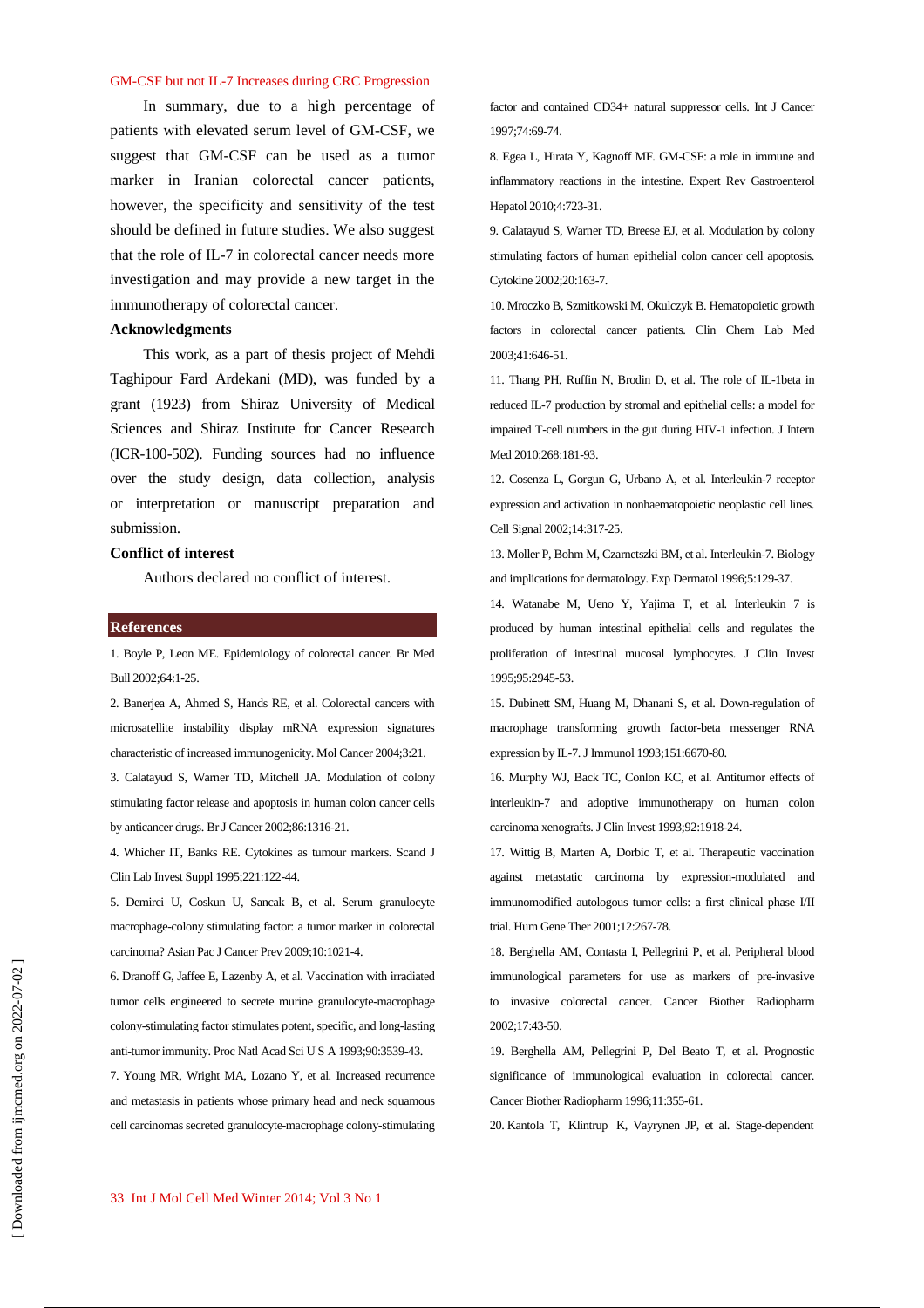In summary, due to a high percentage of patients with elevated serum level of GM-CSF, we suggest that GM-CSF can be used as a tumor marker in Iranian colorectal cancer patients, however, the specificity and sensitivity of the test should be defined in future studies. We also suggest that the role of IL-7 in colorectal cancer needs more investigation and may provide a new target in the immunotherapy of colorectal cancer.

## Acknowledgments

This work, as a part of thesis project of Mehdi Taghipour Fard Ardekani (MD), was funded by a grant (1923) from Shiraz University of Medical Sciences and Shiraz Institute for Cancer Research (ICR-100-502). Funding sources had no influence over the study design, data collection, analysis or interpretation or manuscript preparation and submission.

## Conflict of interest

Authors declared no conflict of interest.

## References

1. Boyle P, Leon ME. Epidemiology of colorectal cancer. Br Med Bull 2002;64:1-25.
2. Banerjea A, Ahmed S, Hands RE, et al. Colorectal cancers with microsatellite instability display mRNA expression signatures characteristic of increased immunogenicity. Mol Cancer 2004;3:21.
3. Calatayud S, Warner TD, Mitchell JA. Modulation of colony stimulating factor release and apoptosis in human colon cancer cells by anticancer drugs. Br J Cancer 2002;86:1316-21.
4. Whicher IT, Banks RE. Cytokines as tumour markers. Scand J Clin Lab Invest Suppl 1995;221:122-44.
5. Demirci U, Coskun U, Sancak B, et al. Serum granulocyte macrophage-colony stimulating factor: a tumor marker in colorectal carcinoma? Asian Pac J Cancer Prev 2009;10:1021-4.
6. Dranoff G, Jaffee E, Lazenby A, et al. Vaccination with irradiated tumor cells engineered to secrete murine granulocyte-macrophage colony-stimulating factor stimulates potent, specific, and long-lasting anti-tumor immunity. Proc Natl Acad Sci U S A 1993;90:3539-43.
7. Young MR, Wright MA, Lozano Y, et al. Increased recurrence and metastasis in patients whose primary head and neck squamous cell carcinomas secreted granulocyte-macrophage colony-stimulating factor and contained CD34+ natural suppressor cells. Int J Cancer 1997;74:69-74.
8. Egea L, Hirata Y, Kagnoff MF. GM-CSF: a role in immune and inflammatory reactions in the intestine. Expert Rev Gastroenterol Hepatol 2010;4:723-31.
9. Calatayud S, Warner TD, Breese EJ, et al. Modulation by colony stimulating factors of human epithelial colon cancer cell apoptosis. Cytokine 2002;20:163-7.
10. Mroczko B, Szmitkowski M, Okulczyk B. Hematopoietic growth factors in colorectal cancer patients. Clin Chem Lab Med 2003;41:646-51.
11. Thang PH, Ruffin N, Brodin D, et al. The role of IL-1beta in reduced IL-7 production by stromal and epithelial cells: a model for impaired T-cell numbers in the gut during HIV-1 infection. J Intern Med 2010;268:181-93.
12. Cosenza L, Gorgun G, Urbano A, et al. Interleukin-7 receptor expression and activation in nonhaematopoietic neoplastic cell lines. Cell Signal 2002;14:317-25.
13. Moller P, Bohm M, Czarnetszki BM, et al. Interleukin-7. Biology and implications for dermatology. Exp Dermatol 1996;5:129-37.
14. Watanabe M, Ueno Y, Yajima T, et al. Interleukin 7 is produced by human intestinal epithelial cells and regulates the proliferation of intestinal mucosal lymphocytes. J Clin Invest 1995;95:2945-53.
15. Dubinett SM, Huang M, Dhanani S, et al. Down-regulation of macrophage transforming growth factor-beta messenger RNA expression by IL-7. J Immunol 1993;151:6670-80.
16. Murphy WJ, Back TC, Conlon KC, et al. Antitumor effects of interleukin-7 and adoptive immunotherapy on human colon carcinoma xenografts. J Clin Invest 1993;92:1918-24.
17. Wittig B, Marten A, Dorbic T, et al. Therapeutic vaccination against metastatic carcinoma by expression-modulated and immunomodified autologous tumor cells: a first clinical phase I/II trial. Hum Gene Ther 2001;12:267-78.
18. Berghella AM, Contasta I, Pellegrini P, et al. Peripheral blood immunological parameters for use as markers of pre-invasive to invasive colorectal cancer. Cancer Biother Radiopharm 2002;17:43-50.
19. Berghella AM, Pellegrini P, Del Beato T, et al. Prognostic significance of immunological evaluation in colorectal cancer. Cancer Biother Radiopharm 1996;11:355-61.
20. Kantola T, Klintrup K, Vayrynen JP, et al. Stage-dependent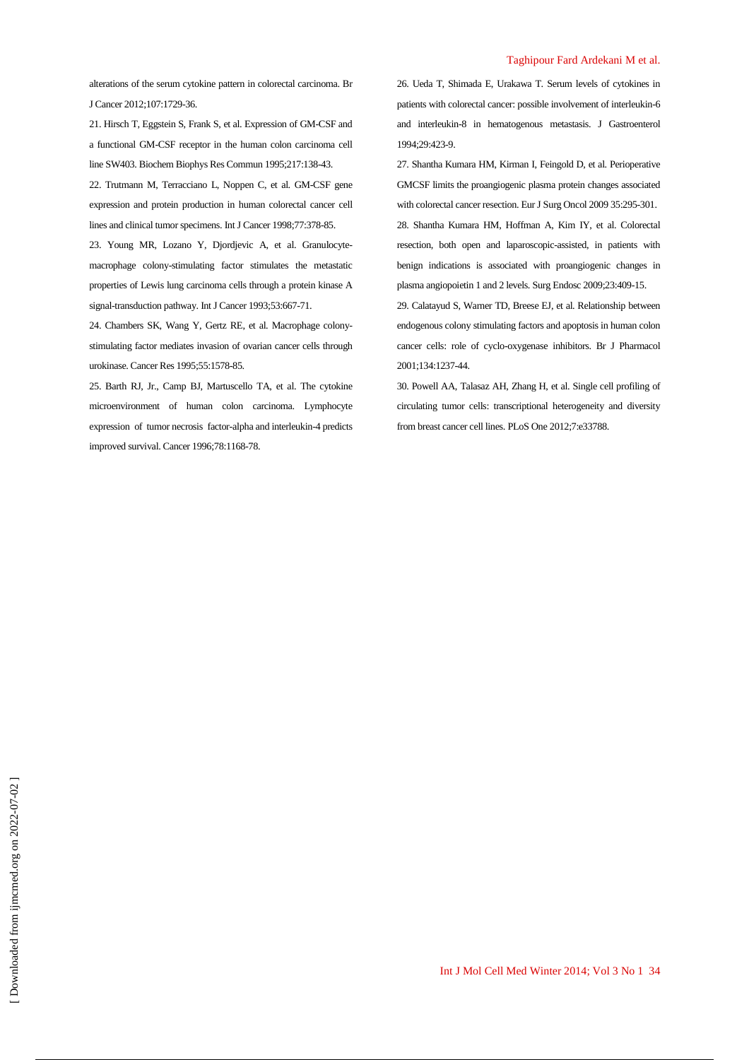alterations of the serum cytokine pattern in colorectal carcinoma. Br J Cancer 2012;107:1729-36.

21. Hirsch T, Eggstein S, Frank S, et al. Expression of GM-CSF and a functional GM-CSF receptor in the human colon carcinoma cell line SW403. Biochem Biophys Res Commun 1995;217:138-43.

22. Trutmann M, Terracciano L, Noppen C, et al. GM-CSF gene expression and protein production in human colorectal cancer cell lines and clinical tumor specimens. Int J Cancer 1998;77:378-85.

23. Young MR, Lozano Y, Djordjevic A, et al. Granulocyte-macrophage colony-stimulating factor stimulates the metastatic properties of Lewis lung carcinoma cells through a protein kinase A signal-transduction pathway. Int J Cancer 1993;53:667-71.

24. Chambers SK, Wang Y, Gertz RE, et al. Macrophage colony-stimulating factor mediates invasion of ovarian cancer cells through urokinase. Cancer Res 1995;55:1578-85.

25. Barth RJ, Jr., Camp BJ, Martuscello TA, et al. The cytokine microenvironment of human colon carcinoma. Lymphocyte expression of tumor necrosis factor-alpha and interleukin-4 predicts improved survival. Cancer 1996;78:1168-78.

26. Ueda T, Shimada E, Urakawa T. Serum levels of cytokines in patients with colorectal cancer: possible involvement of interleukin-6 and interleukin-8 in hematogenous metastasis. J Gastroenterol 1994;29:423-9.

27. Shantha Kumara HM, Kirman I, Feingold D, et al. Perioperative GMCSF limits the proangiogenic plasma protein changes associated with colorectal cancer resection. Eur J Surg Oncol 2009 35:295-301.

28. Shantha Kumara HM, Hoffman A, Kim IY, et al. Colorectal resection, both open and laparoscopic-assisted, in patients with benign indications is associated with proangiogenic changes in plasma angiopoietin 1 and 2 levels. Surg Endosc 2009;23:409-15.

29. Calatayud S, Warner TD, Breese EJ, et al. Relationship between endogenous colony stimulating factors and apoptosis in human colon cancer cells: role of cyclo-oxygenase inhibitors. Br J Pharmacol 2001;134:1237-44.

30. Powell AA, Talasaz AH, Zhang H, et al. Single cell profiling of circulating tumor cells: transcriptional heterogeneity and diversity from breast cancer cell lines. PLoS One 2012;7:e33788.